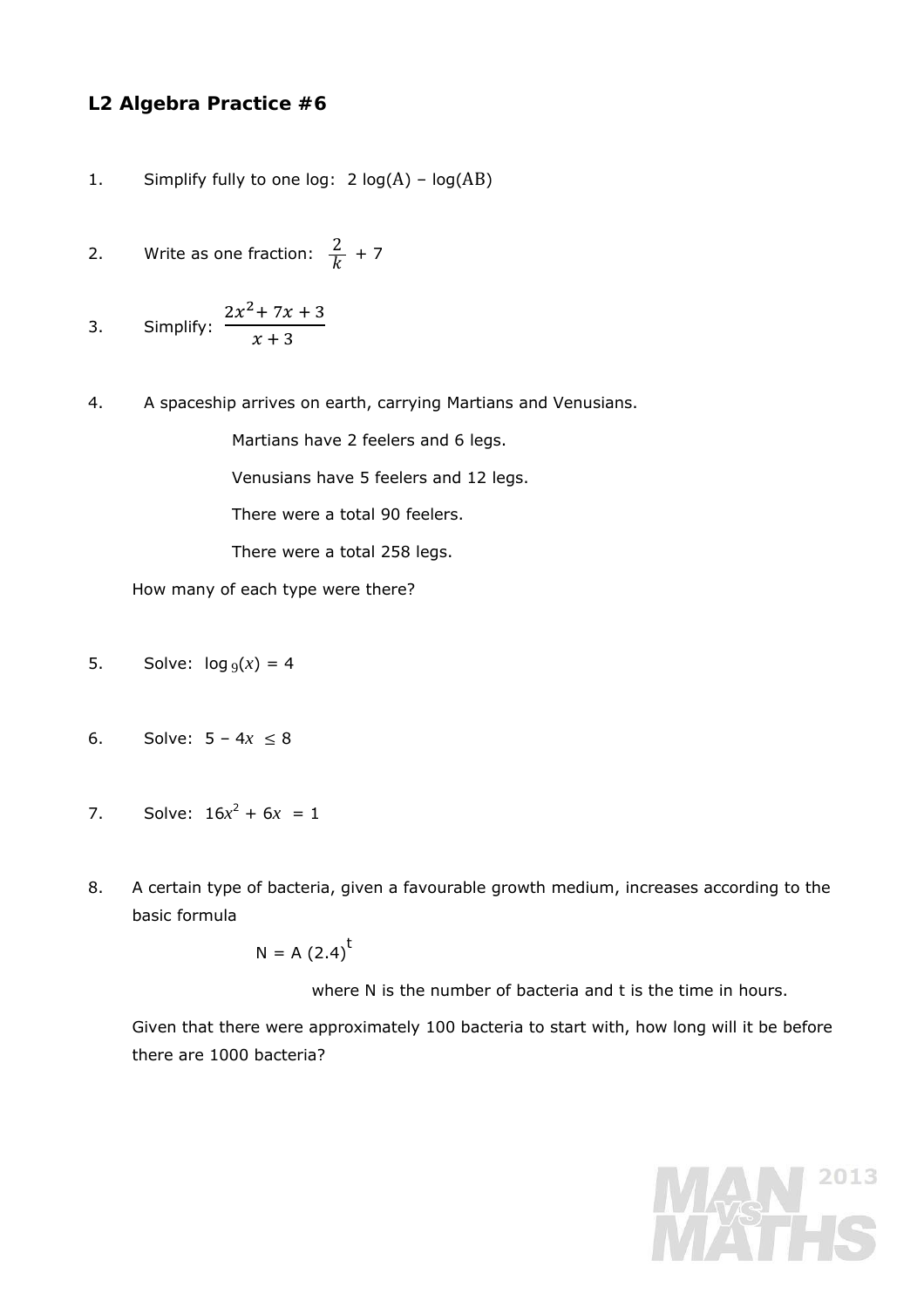## L2 Algebra Practice #6

1. Simplify fully to one log: $2\log(A) - \log(AB)$

2. Write as one fraction: $\frac{2}{k} + 7$

3. Simplify: $\frac{2x^2 + 7x + 3}{x + 3}$

4. A spaceship arrives on earth, carrying Martians and Venusians.

   Martians have 2 feelers and 6 legs.

   Venusians have 5 feelers and 12 legs.

   There were a total 90 feelers.

   There were a total 258 legs.

   How many of each type were there?

5. Solve: $\log_9(x) = 4$

6. Solve: $5 - 4x \leq 8$

7. Solve: $16x^2 + 6x = 1$

8. A certain type of bacteria, given a favourable growth medium, increases according to the basic formula

   $$N = A\,(2.4)^t$$

   where N is the number of bacteria and t is the time in hours.

   Given that there were approximately 100 bacteria to start with, how long will it be before there are 1000 bacteria?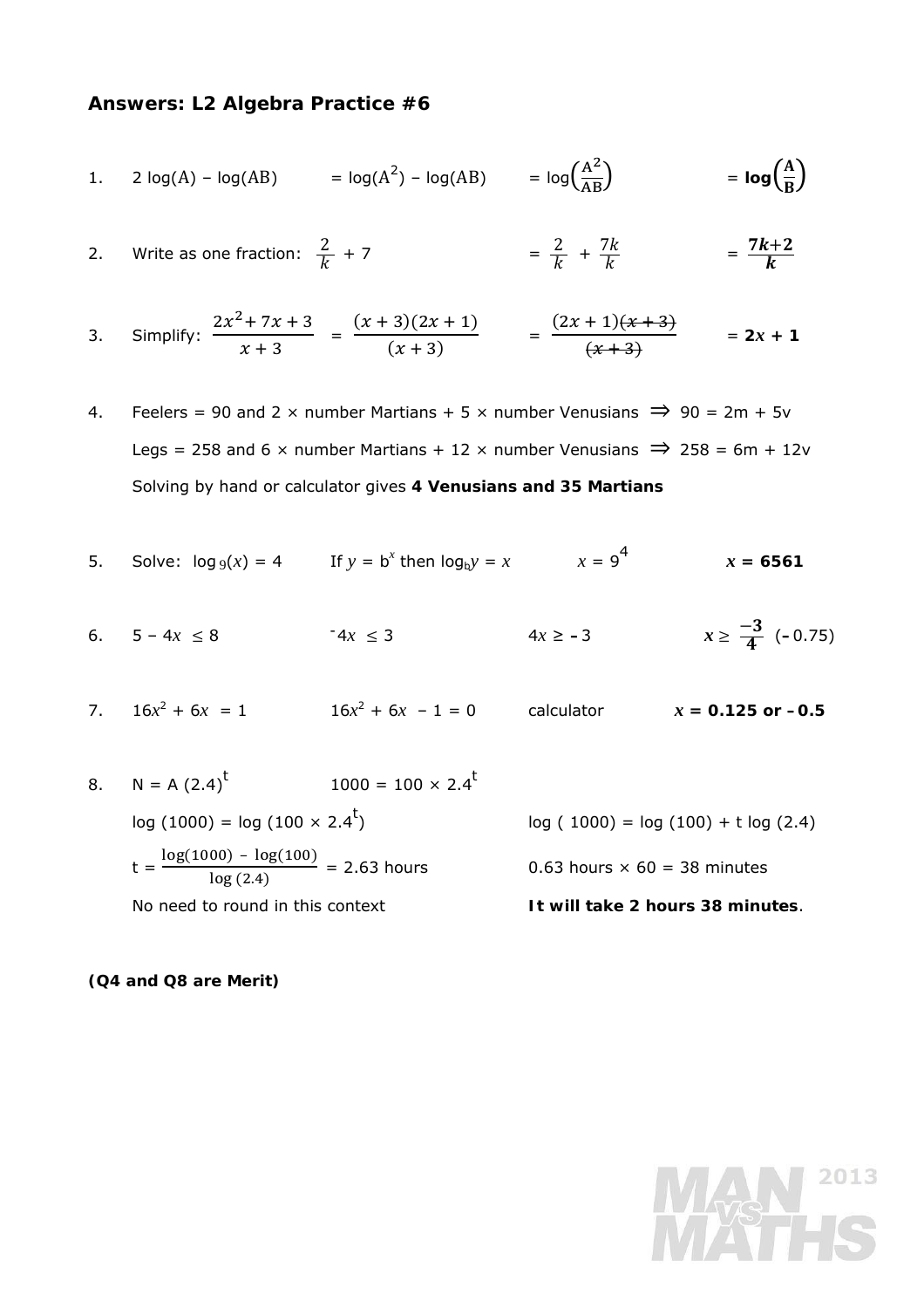### Answers: L2 Algebra Practice #6

1. $2\log(A) - \log(AB)$ $= \log(A^2) - \log(AB)$ $= \log\left(\frac{A^2}{AB}\right)$ $= \mathbf{\log\left(\frac{A}{B}\right)}$

2. Write as one fraction: $\frac{2}{k} + 7$ $= \frac{2}{k} + \frac{7k}{k}$ $= \mathbf{\frac{7k+2}{k}}$

3. Simplify: $\frac{2x^2 + 7x + 3}{x+3}$ $= \frac{(x+3)(2x+1)}{(x+3)}$ $= \frac{(2x+1)\cancel{(x+3)}}{\cancel{(x+3)}}$ $= \mathbf{2x + 1}$

4. Feelers = 90 and 2 × number Martians + 5 × number Venusians $\Rightarrow$ 90 = 2m + 5v

   Legs = 258 and 6 × number Martians + 12 × number Venusians $\Rightarrow$ 258 = 6m + 12v

   Solving by hand or calculator gives **4 Venusians and 35 Martians**

5. Solve: $\log_9(x) = 4$ If $y = b^x$ then $\log_b y = x$ $x = 9^4$ $\mathbf{x = 6561}$

6. $5 - 4x \leq 8$ $^-4x \leq 3$ $4x \geq -3$ $\mathbf{x \geq \frac{-3}{4}}$ $(-0.75)$

7. $16x^2 + 6x = 1$ $16x^2 + 6x - 1 = 0$ calculator $\mathbf{x = 0.125 \text{ or } -0.5}$

8. $N = A\,(2.4)^t$ $1000 = 100 \times 2.4^t$

   $\log(1000) = \log(100 \times 2.4^t)$ $\log(1000) = \log(100) + t\log(2.4)$

   $t = \frac{\log(1000) - \log(100)}{\log(2.4)} = 2.63$ hours 0.63 hours × 60 = 38 minutes

   No need to round in this context **It will take 2 hours 38 minutes**.

**(Q4 and Q8 are Merit)**